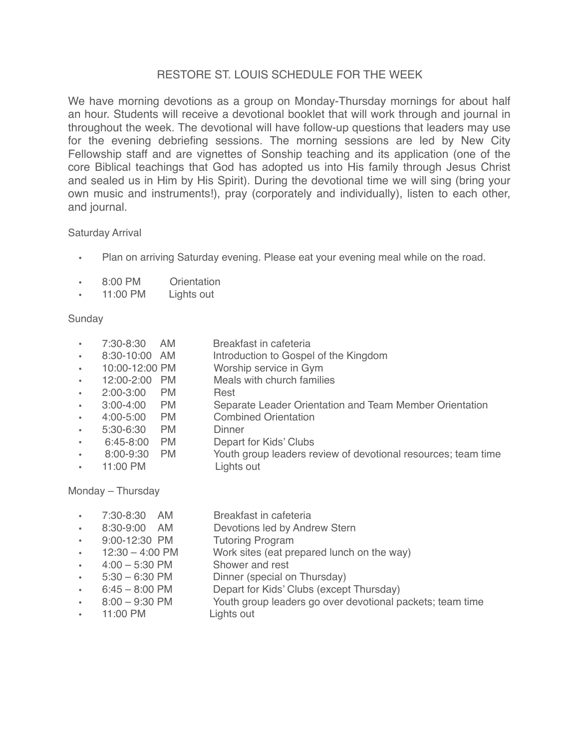# RESTORE ST. LOUIS SCHEDULE FOR THE WEEK

We have morning devotions as a group on Monday-Thursday mornings for about half an hour. Students will receive a devotional booklet that will work through and journal in throughout the week. The devotional will have follow-up questions that leaders may use for the evening debriefing sessions. The morning sessions are led by New City Fellowship staff and are vignettes of Sonship teaching and its application (one of the core Biblical teachings that God has adopted us into His family through Jesus Christ and sealed us in Him by His Spirit). During the devotional time we will sing (bring your own music and instruments!), pray (corporately and individually), listen to each other, and journal.

Saturday Arrival

- Plan on arriving Saturday evening. Please eat your evening meal while on the road.
- 8:00 PM Orientation
- 11:00 PM Lights out

Sunday

- 7:30-8:30 AM Breakfast in cafeteria
- 8:30-10:00 AM Introduction to Gospel of the Kingdom
- 10:00-12:00 PM Worship service in Gym
- 12:00-2:00 PM Meals with church families
- 2:00-3:00 PM Rest
- 3:00-4:00 PM Separate Leader Orientation and Team Member Orientation
- 4:00-5:00 PM Combined Orientation
- 5:30-6:30 PM Dinner
- 6:45-8:00 PM Depart for Kids' Clubs
- 8:00-9:30 PM Youth group leaders review of devotional resources; team time
- 11:00 PM Lights out

Monday – Thursday

- 7:30-8:30 AM Breakfast in cafeteria
- 8:30-9:00 AM Devotions led by Andrew Stern
- 9:00-12:30 PM Tutoring Program
- 12:30 – 4:00 PM Work sites (eat prepared lunch on the way)
- 4:00 – 5:30 PM Shower and rest
- 5:30 – 6:30 PM Dinner (special on Thursday)
- 6:45 – 8:00 PM Depart for Kids' Clubs (except Thursday)
- 8:00 – 9:30 PM Youth group leaders go over devotional packets; team time
- 11:00 PM Lights out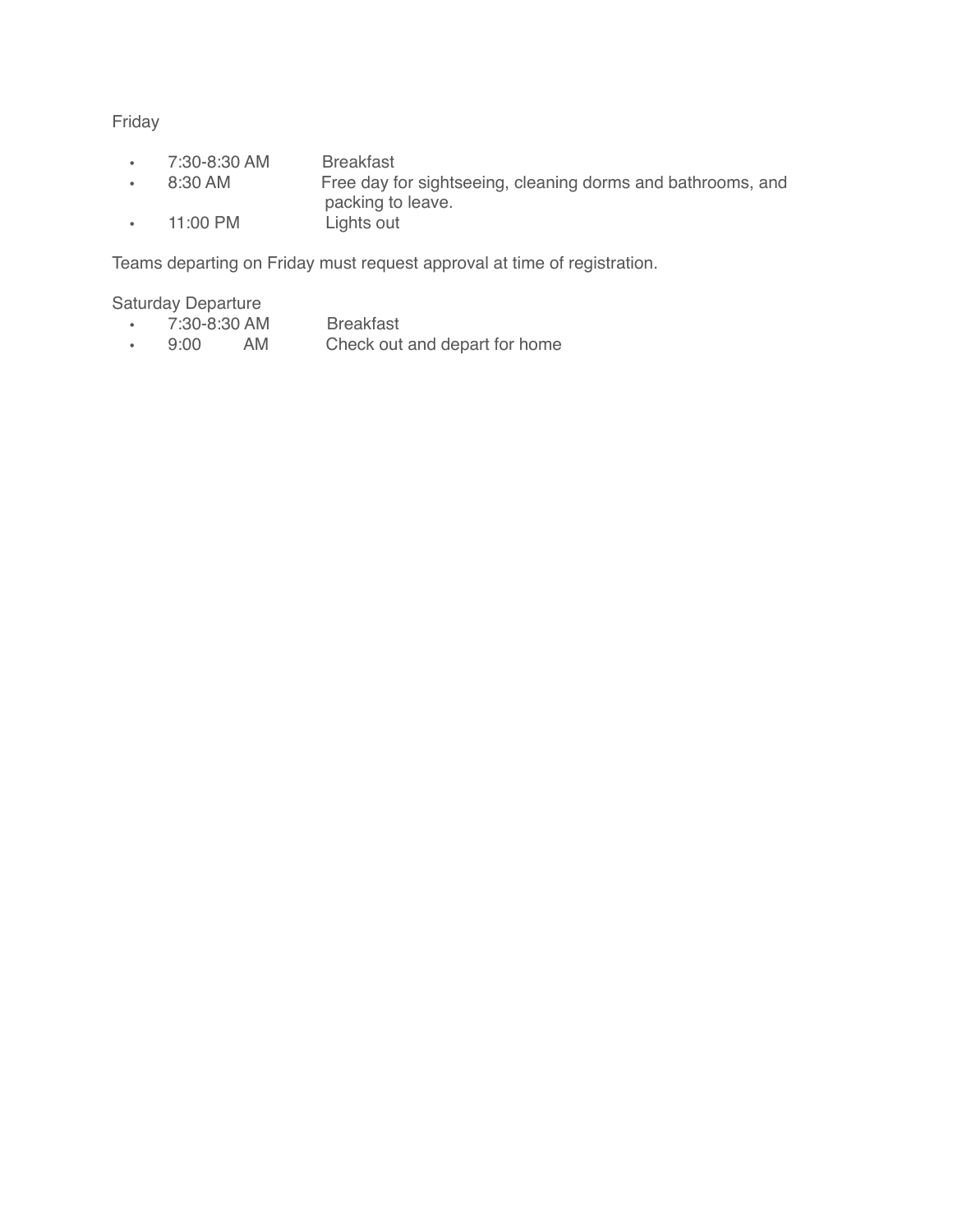Friday

- 7:30-8:30 AM Breakfast
- 8:30 AM Free day for sightseeing, cleaning dorms and bathrooms, and packing to leave.
- 11:00 PM Lights out

Teams departing on Friday must request approval at time of registration.

Saturday Departure

- 7:30-8:30 AM Breakfast
- 9:00 AM Check out and depart for home